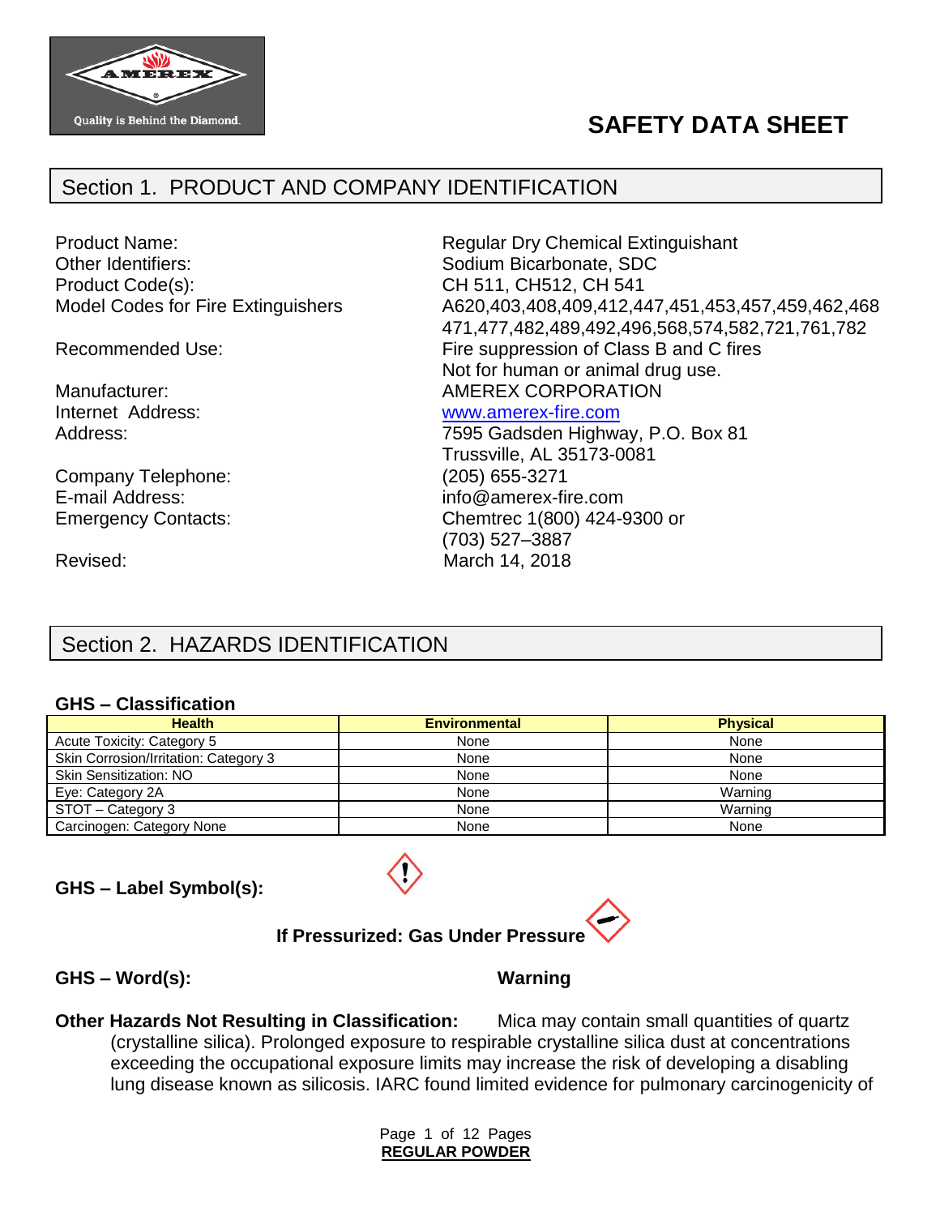AMEREX

Quality is Behind the Diamond.

# SAFETY DATA SHEET

## Section 1. PRODUCT AND COMPANY IDENTIFICATION

| | |
|---|---|
| Product Name: | Regular Dry Chemical Extinguishant |
| Other Identifiers: | Sodium Bicarbonate, SDC |
| Product Code(s): | CH 511, CH512, CH 541 |
| Model Codes for Fire Extinguishers | A620,403,408,409,412,447,451,453,457,459,462,468 471,477,482,489,492,496,568,574,582,721,761,782 |
| Recommended Use: | Fire suppression of Class B and C fires<br>Not for human or animal drug use. |
| Manufacturer: | AMEREX CORPORATION |
| Internet Address: | www.amerex-fire.com |
| Address: | 7595 Gadsden Highway, P.O. Box 81<br>Trussville, AL 35173-0081 |
| Company Telephone: | (205) 655-3271 |
| E-mail Address: | info@amerex-fire.com |
| Emergency Contacts: | Chemtrec 1(800) 424-9300 or<br>(703) 527–3887 |
| Revised: | March 14, 2018 |

## Section 2. HAZARDS IDENTIFICATION

### GHS – Classification

| Health | Environmental | Physical |
|---|---|---|
| Acute Toxicity: Category 5 | None | None |
| Skin Corrosion/Irritation: Category 3 | None | None |
| Skin Sensitization: NO | None | None |
| Eye: Category 2A | None | Warning |
| STOT – Category 3 | None | Warning |
| Carcinogen: Category None | None | None |

**GHS – Label Symbol(s):**

**If Pressurized: Gas Under Pressure**

**GHS – Word(s):** **Warning**

**Other Hazards Not Resulting in Classification:** Mica may contain small quantities of quartz (crystalline silica). Prolonged exposure to respirable crystalline silica dust at concentrations exceeding the occupational exposure limits may increase the risk of developing a disabling lung disease known as silicosis. IARC found limited evidence for pulmonary carcinogenicity of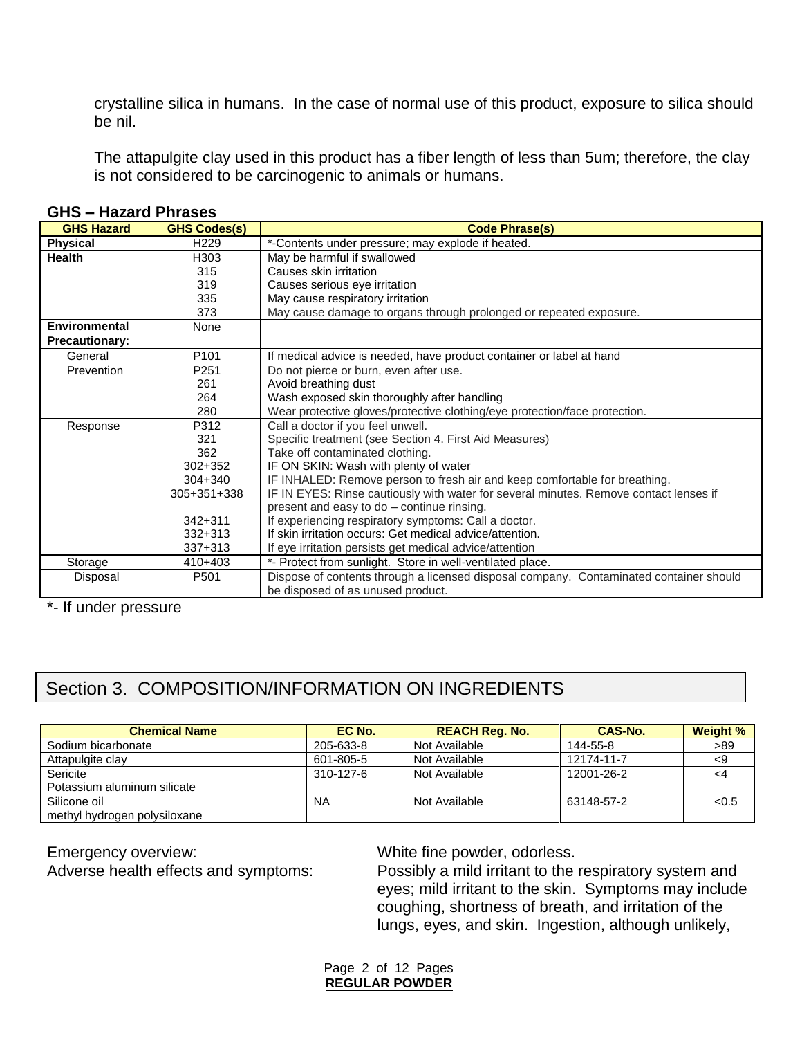crystalline silica in humans. In the case of normal use of this product, exposure to silica should be nil.

The attapulgite clay used in this product has a fiber length of less than 5um; therefore, the clay is not considered to be carcinogenic to animals or humans.

### GHS – Hazard Phrases

| GHS Hazard | GHS Codes(s) | Code Phrase(s) |
|---|---|---|
| **Physical** | H229 | *-Contents under pressure; may explode if heated. |
| **Health** | H303 | May be harmful if swallowed |
| | 315 | Causes skin irritation |
| | 319 | Causes serious eye irritation |
| | 335 | May cause respiratory irritation |
| | 373 | May cause damage to organs through prolonged or repeated exposure. |
| **Environmental** | None | |
| **Precautionary:** | | |
| General | P101 | If medical advice is needed, have product container or label at hand |
| Prevention | P251 | Do not pierce or burn, even after use. |
| | 261 | Avoid breathing dust |
| | 264 | Wash exposed skin thoroughly after handling |
| | 280 | Wear protective gloves/protective clothing/eye protection/face protection. |
| Response | P312 | Call a doctor if you feel unwell. |
| | 321 | Specific treatment (see Section 4. First Aid Measures) |
| | 362 | Take off contaminated clothing. |
| | 302+352 | IF ON SKIN: Wash with plenty of water |
| | 304+340 | IF INHALED: Remove person to fresh air and keep comfortable for breathing. |
| | 305+351+338 | IF IN EYES: Rinse cautiously with water for several minutes. Remove contact lenses if present and easy to do – continue rinsing. |
| | 342+311 | If experiencing respiratory symptoms: Call a doctor. |
| | 332+313 | If skin irritation occurs: Get medical advice/attention. |
| | 337+313 | If eye irritation persists get medical advice/attention |
| Storage | 410+403 | *- Protect from sunlight. Store in well-ventilated place. |
| Disposal | P501 | Dispose of contents through a licensed disposal company. Contaminated container should be disposed of as unused product. |

*- If under pressure

## Section 3. COMPOSITION/INFORMATION ON INGREDIENTS

| Chemical Name | EC No. | REACH Reg. No. | CAS-No. | Weight % |
|---|---|---|---|---|
| Sodium bicarbonate | 205-633-8 | Not Available | 144-55-8 | >89 |
| Attapulgite clay | 601-805-5 | Not Available | 12174-11-7 | <9 |
| Sericite<br>Potassium aluminum silicate | 310-127-6 | Not Available | 12001-26-2 | <4 |
| Silicone oil<br>methyl hydrogen polysiloxane | NA | Not Available | 63148-57-2 | <0.5 |

Emergency overview: White fine powder, odorless.

Adverse health effects and symptoms: Possibly a mild irritant to the respiratory system and eyes; mild irritant to the skin. Symptoms may include coughing, shortness of breath, and irritation of the lungs, eyes, and skin. Ingestion, although unlikely,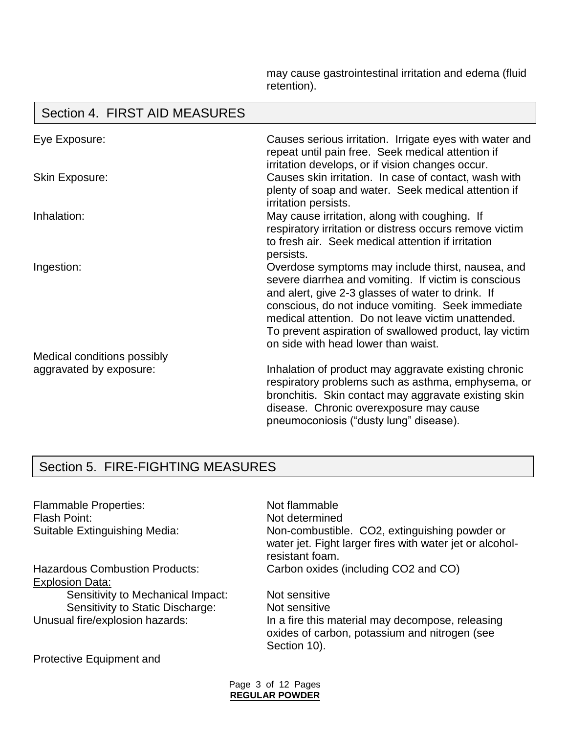may cause gastrointestinal irritation and edema (fluid retention).

## Section 4. FIRST AID MEASURES

| | |
|---|---|
| Eye Exposure: | Causes serious irritation. Irrigate eyes with water and repeat until pain free. Seek medical attention if irritation develops, or if vision changes occur. |
| Skin Exposure: | Causes skin irritation. In case of contact, wash with plenty of soap and water. Seek medical attention if irritation persists. |
| Inhalation: | May cause irritation, along with coughing. If respiratory irritation or distress occurs remove victim to fresh air. Seek medical attention if irritation persists. |
| Ingestion: | Overdose symptoms may include thirst, nausea, and severe diarrhea and vomiting. If victim is conscious and alert, give 2-3 glasses of water to drink. If conscious, do not induce vomiting. Seek immediate medical attention. Do not leave victim unattended. To prevent aspiration of swallowed product, lay victim on side with head lower than waist. |
| Medical conditions possibly aggravated by exposure: | Inhalation of product may aggravate existing chronic respiratory problems such as asthma, emphysema, or bronchitis. Skin contact may aggravate existing skin disease. Chronic overexposure may cause pneumoconiosis ("dusty lung" disease). |

## Section 5. FIRE-FIGHTING MEASURES

| | |
|---|---|
| Flammable Properties: | Not flammable |
| Flash Point: | Not determined |
| Suitable Extinguishing Media: | Non-combustible. $CO_2$, extinguishing powder or water jet. Fight larger fires with water jet or alcohol-resistant foam. |
| Hazardous Combustion Products: | Carbon oxides (including $CO_2$ and CO) |
| Explosion Data: | |
| Sensitivity to Mechanical Impact: | Not sensitive |
| Sensitivity to Static Discharge: | Not sensitive |
| Unusual fire/explosion hazards: | In a fire this material may decompose, releasing oxides of carbon, potassium and nitrogen (see Section 10). |

Protective Equipment and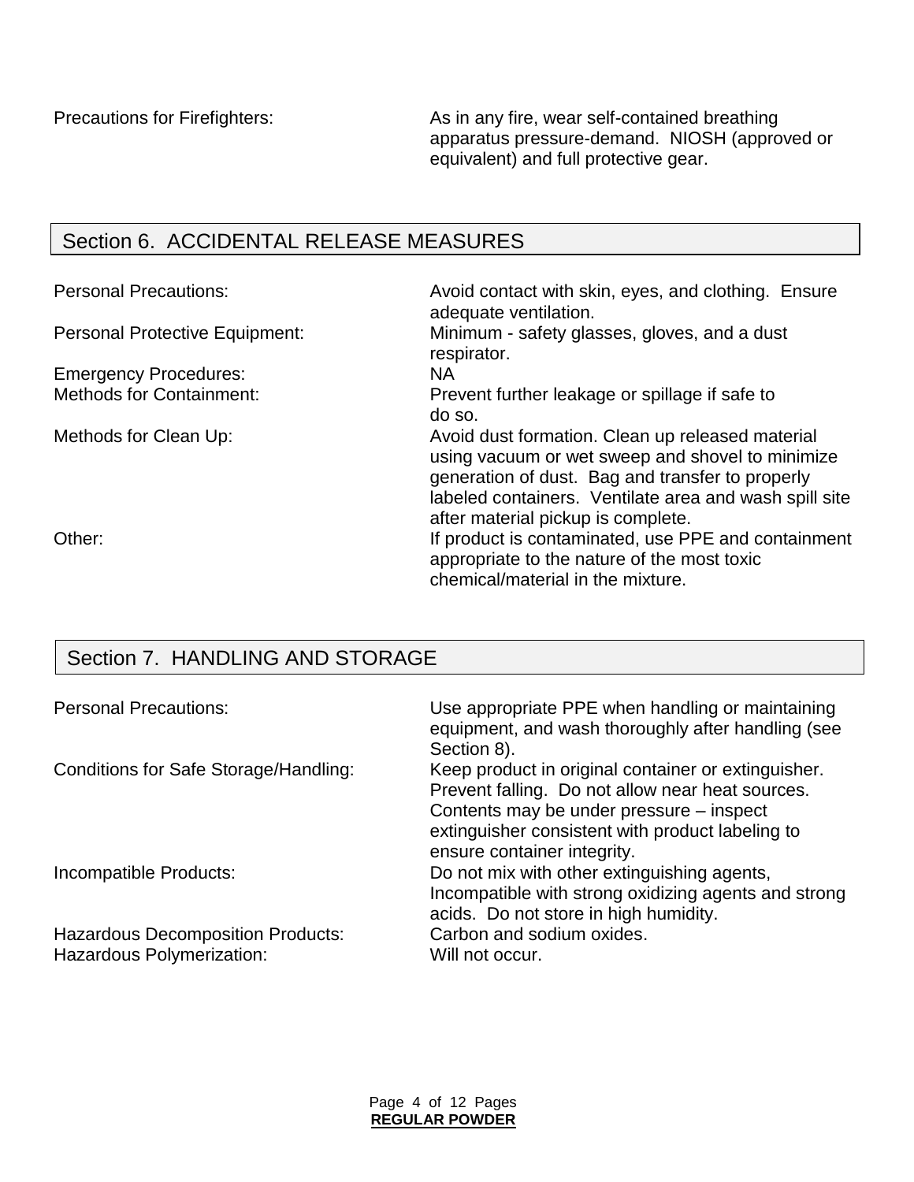Precations for Firefighters: As in any fire, wear self-contained breathing apparatus pressure-demand. NIOSH (approved or equivalent) and full protective gear.

## Section 6. ACCIDENTAL RELEASE MEASURES

| | |
|---|---|
| Personal Precautions: | Avoid contact with skin, eyes, and clothing. Ensure adequate ventilation. |
| Personal Protective Equipment: | Minimum - safety glasses, gloves, and a dust respirator. |
| Emergency Procedures: | NA |
| Methods for Containment: | Prevent further leakage or spillage if safe to do so. |
| Methods for Clean Up: | Avoid dust formation. Clean up released material using vacuum or wet sweep and shovel to minimize generation of dust. Bag and transfer to properly labeled containers. Ventilate area and wash spill site after material pickup is complete. |
| Other: | If product is contaminated, use PPE and containment appropriate to the nature of the most toxic chemical/material in the mixture. |

## Section 7. HANDLING AND STORAGE

| | |
|---|---|
| Personal Precautions: | Use appropriate PPE when handling or maintaining equipment, and wash thoroughly after handling (see Section 8). |
| Conditions for Safe Storage/Handling: | Keep product in original container or extinguisher. Prevent falling. Do not allow near heat sources. Contents may be under pressure – inspect extinguisher consistent with product labeling to ensure container integrity. |
| Incompatible Products: | Do not mix with other extinguishing agents, Incompatible with strong oxidizing agents and strong acids. Do not store in high humidity. |
| Hazardous Decomposition Products: | Carbon and sodium oxides. |
| Hazardous Polymerization: | Will not occur. |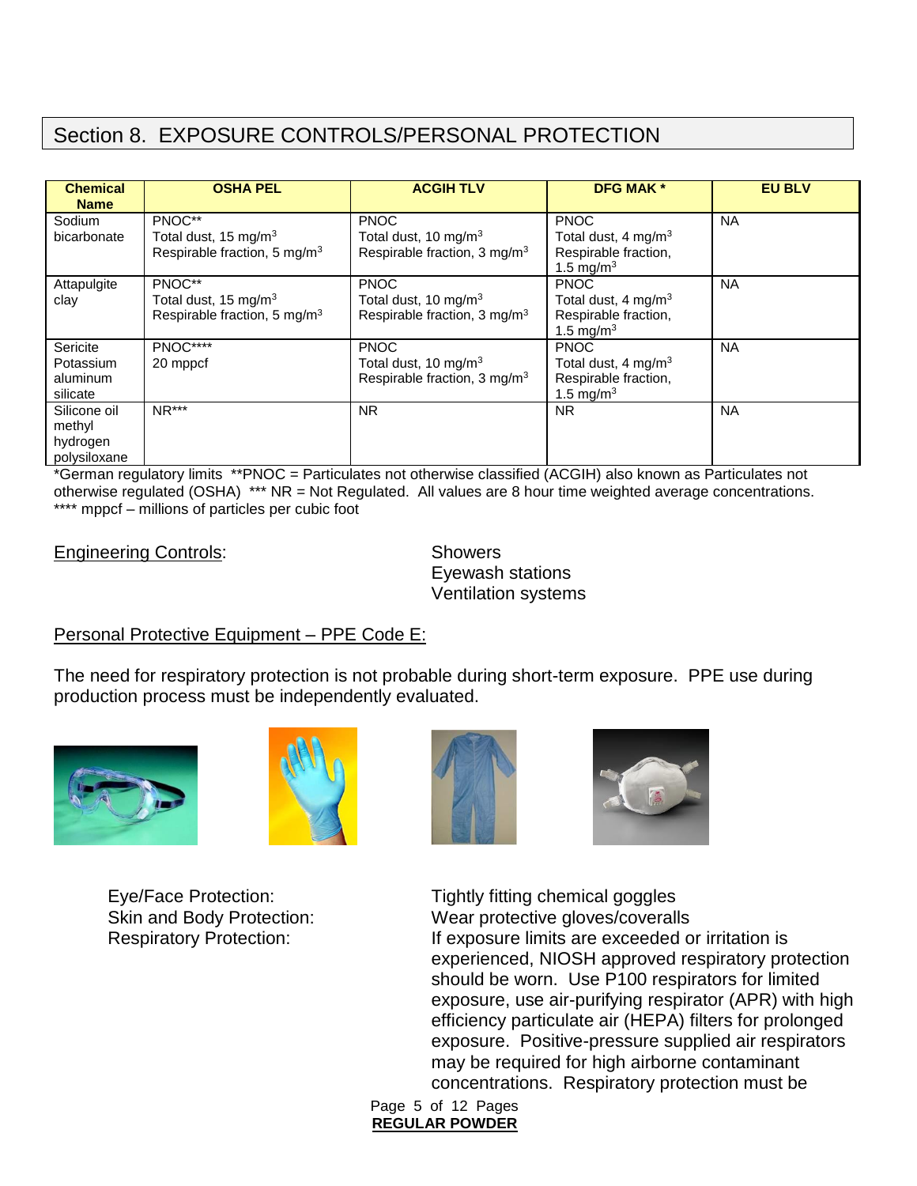## Section 8. EXPOSURE CONTROLS/PERSONAL PROTECTION

| Chemical Name | OSHA PEL | ACGIH TLV | DFG MAK * | EU BLV |
|---|---|---|---|---|
| Sodium bicarbonate | PNOC**<br>Total dust, 15 mg/m$^3$<br>Respirable fraction, 5 mg/m$^3$ | PNOC<br>Total dust, 10 mg/m$^3$<br>Respirable fraction, 3 mg/m$^3$ | PNOC<br>Total dust, 4 mg/m$^3$<br>Respirable fraction, 1.5 mg/m$^3$ | NA |
| Attapulgite clay | PNOC**<br>Total dust, 15 mg/m$^3$<br>Respirable fraction, 5 mg/m$^3$ | PNOC<br>Total dust, 10 mg/m$^3$<br>Respirable fraction, 3 mg/m$^3$ | PNOC<br>Total dust, 4 mg/m$^3$<br>Respirable fraction, 1.5 mg/m$^3$ | NA |
| Sericite Potassium aluminum silicate | PNOC****<br>20 mppcf | PNOC<br>Total dust, 10 mg/m$^3$<br>Respirable fraction, 3 mg/m$^3$ | PNOC<br>Total dust, 4 mg/m$^3$<br>Respirable fraction, 1.5 mg/m$^3$ | NA |
| Silicone oil methyl hydrogen polysiloxane | NR*** | NR | NR | NA |

*German regulatory limits **PNOC = Particulates not otherwise classified (ACGIH) also known as Particulates not otherwise regulated (OSHA) *** NR = Not Regulated. All values are 8 hour time weighted average concentrations. **** mppcf – millions of particles per cubic foot

Engineering Controls: Showers
Eyewash stations
Ventilation systems

Personal Protective Equipment – PPE Code E:

The need for respiratory protection is not probable during short-term exposure. PPE use during production process must be independently evaluated.

Eye/Face Protection: Tightly fitting chemical goggles

Skin and Body Protection: Wear protective gloves/coveralls

Respiratory Protection: If exposure limits are exceeded or irritation is experienced, NIOSH approved respiratory protection should be worn. Use P100 respirators for limited exposure, use air-purifying respirator (APR) with high efficiency particulate air (HEPA) filters for prolonged exposure. Positive-pressure supplied air respirators may be required for high airborne contaminant concentrations. Respiratory protection must be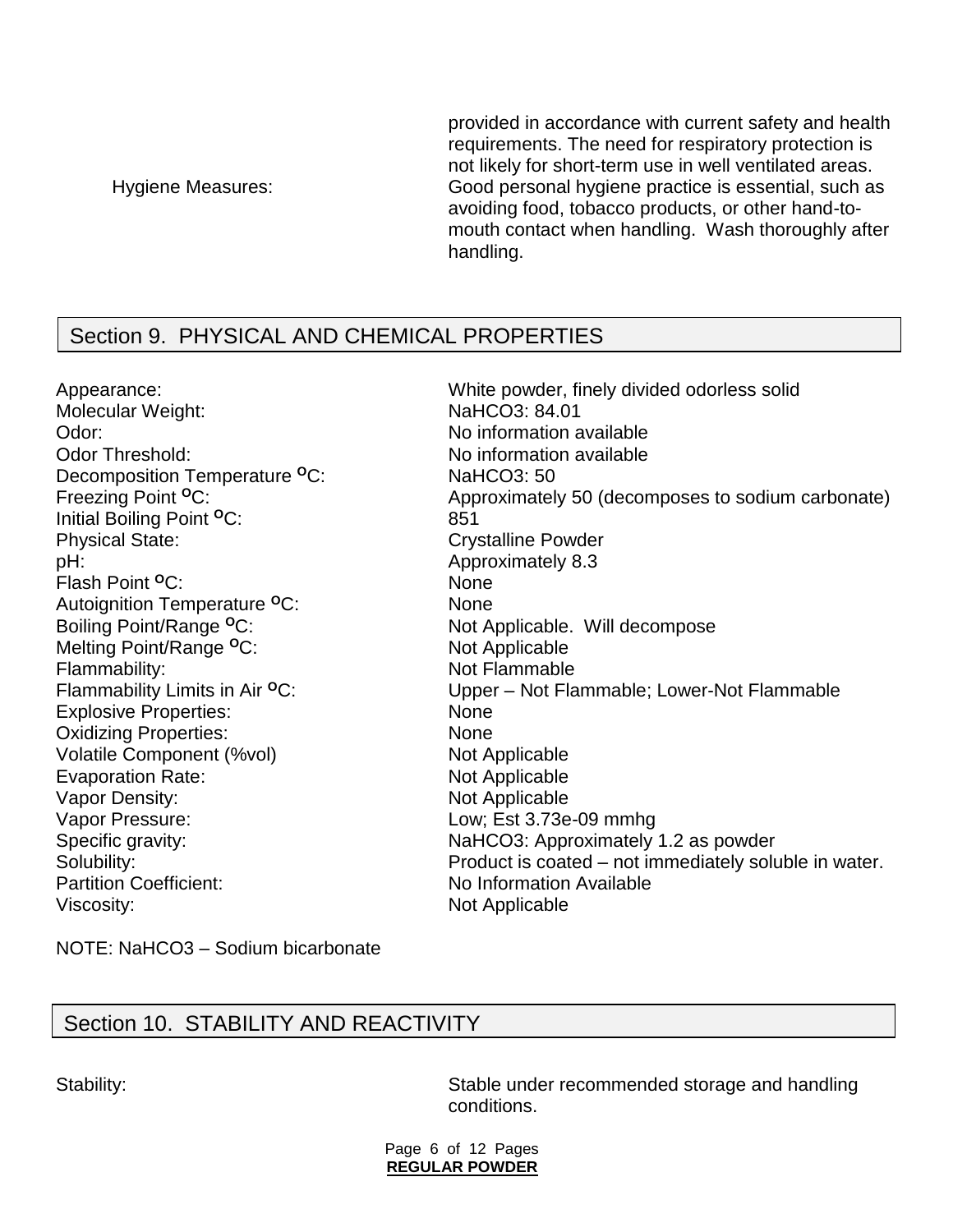provided in accordance with current safety and health requirements. The need for respiratory protection is not likely for short-term use in well ventilated areas.

Hygiene Measures: Good personal hygiene practice is essential, such as avoiding food, tobacco products, or other hand-to-mouth contact when handling. Wash thoroughly after handling.

## Section 9. PHYSICAL AND CHEMICAL PROPERTIES

| | |
|---|---|
| Appearance: | White powder, finely divided odorless solid |
| Molecular Weight: | $NaHCO_3$: 84.01 |
| Odor: | No information available |
| Odor Threshold: | No information available |
| Decomposition Temperature $^oC$: | $NaHCO_3$: 50 |
| Freezing Point $^oC$: | Approximately 50 (decomposes to sodium carbonate) |
| Initial Boiling Point $^oC$: | 851 |
| Physical State: | Crystalline Powder |
| pH: | Approximately 8.3 |
| Flash Point $^oC$: | None |
| Autoignition Temperature $^oC$: | None |
| Boiling Point/Range $^oC$: | Not Applicable. Will decompose |
| Melting Point/Range $^oC$: | Not Applicable |
| Flammability: | Not Flammable |
| Flammability Limits in Air $^oC$: | Upper – Not Flammable; Lower-Not Flammable |
| Explosive Properties: | None |
| Oxidizing Properties: | None |
| Volatile Component (%vol) | Not Applicable |
| Evaporation Rate: | Not Applicable |
| Vapor Density: | Not Applicable |
| Vapor Pressure: | Low; Est 3.73e-09 mmhg |
| Specific gravity: | $NaHCO_3$: Approximately 1.2 as powder |
| Solubility: | Product is coated – not immediately soluble in water. |
| Partition Coefficient: | No Information Available |
| Viscosity: | Not Applicable |

NOTE: $NaHCO_3$ – Sodium bicarbonate

## Section 10. STABILITY AND REACTIVITY

Stability: Stable under recommended storage and handling conditions.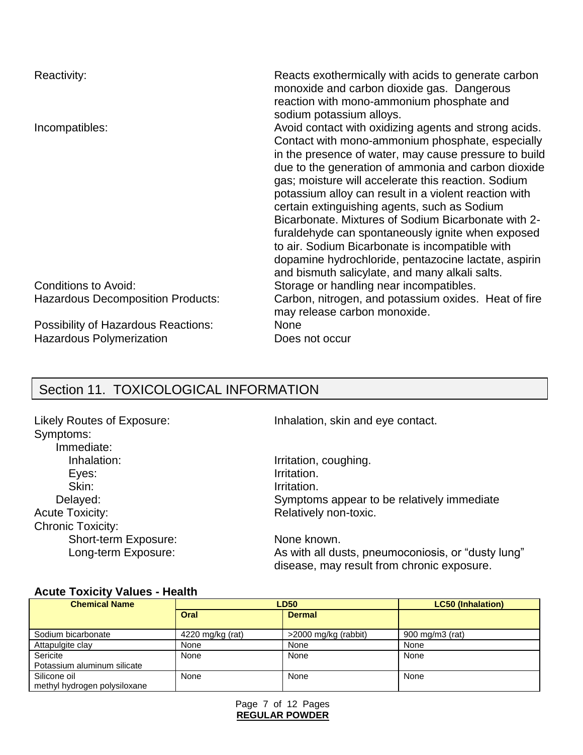| | |
|---|---|
| Reactivity: | Reacts exothermically with acids to generate carbon monoxide and carbon dioxide gas. Dangerous reaction with mono-ammonium phosphate and sodium potassium alloys. |
| Incompatibles: | Avoid contact with oxidizing agents and strong acids. Contact with mono-ammonium phosphate, especially in the presence of water, may cause pressure to build due to the generation of ammonia and carbon dioxide gas; moisture will accelerate this reaction. Sodium potassium alloy can result in a violent reaction with certain extinguishing agents, such as Sodium Bicarbonate. Mixtures of Sodium Bicarbonate with 2-furaldehyde can spontaneously ignite when exposed to air. Sodium Bicarbonate is incompatible with dopamine hydrochloride, pentazocine lactate, aspirin and bismuth salicylate, and many alkali salts. |
| Conditions to Avoid: | Storage or handling near incompatibles. |
| Hazardous Decomposition Products: | Carbon, nitrogen, and potassium oxides. Heat of fire may release carbon monoxide. |
| Possibility of Hazardous Reactions: | None |
| Hazardous Polymerization | Does not occur |

## Section 11. TOXICOLOGICAL INFORMATION

| | |
|---|---|
| Likely Routes of Exposure: | Inhalation, skin and eye contact. |
| Symptoms: | |
| Immediate: | |
| Inhalation: | Irritation, coughing. |
| Eyes: | Irritation. |
| Skin: | Irritation. |
| Delayed: | Symptoms appear to be relatively immediate |
| Acute Toxicity: | Relatively non-toxic. |
| Chronic Toxicity: | |
| Short-term Exposure: | None known. |
| Long-term Exposure: | As with all dusts, pneumoconiosis, or "dusty lung" disease, may result from chronic exposure. |

### Acute Toxicity Values - Health

| Chemical Name | LD50 | | LC50 (Inhalation) |
|---|---|---|---|
| | Oral | Dermal | |
| Sodium bicarbonate | 4220 mg/kg (rat) | >2000 mg/kg (rabbit) | 900 mg/m3 (rat) |
| Attapulgite clay | None | None | None |
| Sericite Potassium aluminum silicate | None | None | None |
| Silicone oil methyl hydrogen polysiloxane | None | None | None |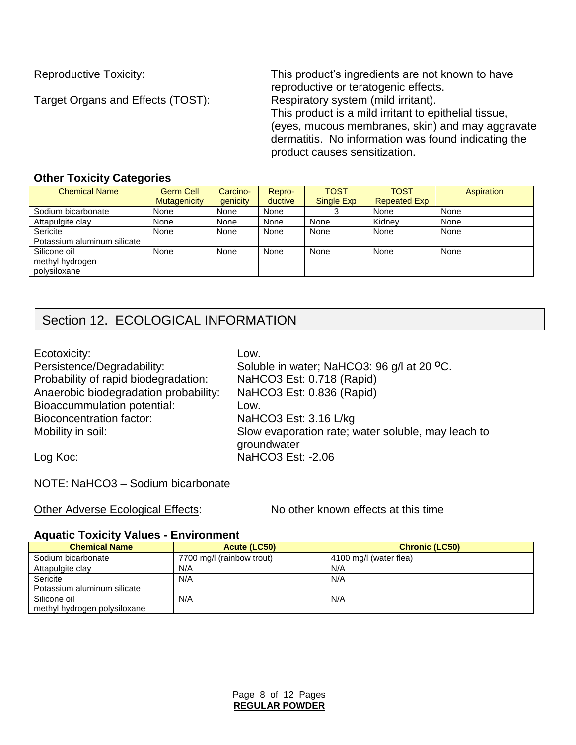Reproductive Toxicity: This product's ingredients are not known to have reproductive or teratogenic effects.

Target Organs and Effects (TOST): Respiratory system (mild irritant). This product is a mild irritant to epithelial tissue, (eyes, mucous membranes, skin) and may aggravate dermatitis. No information was found indicating the product causes sensitization.

### Other Toxicity Categories

| Chemical Name | Germ Cell Mutagenicity | Carcino-genicity | Repro-ductive | TOST Single Exp | TOST Repeated Exp | Aspiration |
|---|---|---|---|---|---|---|
| Sodium bicarbonate | None | None | None | 3 | None | None |
| Attapulgite clay | None | None | None | None | Kidney | None |
| Sericite Potassium aluminum silicate | None | None | None | None | None | None |
| Silicone oil methyl hydrogen polysiloxane | None | None | None | None | None | None |

## Section 12. ECOLOGICAL INFORMATION

Ecotoxicity: Low.
Persistence/Degradability: Soluble in water; $NaHCO_3$: 96 g/l at 20 $^oC$.
Probability of rapid biodegradation: $NaHCO_3$ Est: 0.718 (Rapid)
Anaerobic biodegradation probability: $NaHCO_3$ Est: 0.836 (Rapid)
Bioaccummulation potential: Low.
Bioconcentration factor: $NaHCO_3$ Est: 3.16 L/kg
Mobility in soil: Slow evaporation rate; water soluble, may leach to groundwater
Log Koc: $NaHCO_3$ Est: -2.06

NOTE: $NaHCO_3$ – Sodium bicarbonate

Other Adverse Ecological Effects: No other known effects at this time

### Aquatic Toxicity Values - Environment

| Chemical Name | Acute (LC50) | Chronic (LC50) |
|---|---|---|
| Sodium bicarbonate | 7700 mg/l (rainbow trout) | 4100 mg/l (water flea) |
| Attapulgite clay | N/A | N/A |
| Sericite Potassium aluminum silicate | N/A | N/A |
| Silicone oil methyl hydrogen polysiloxane | N/A | N/A |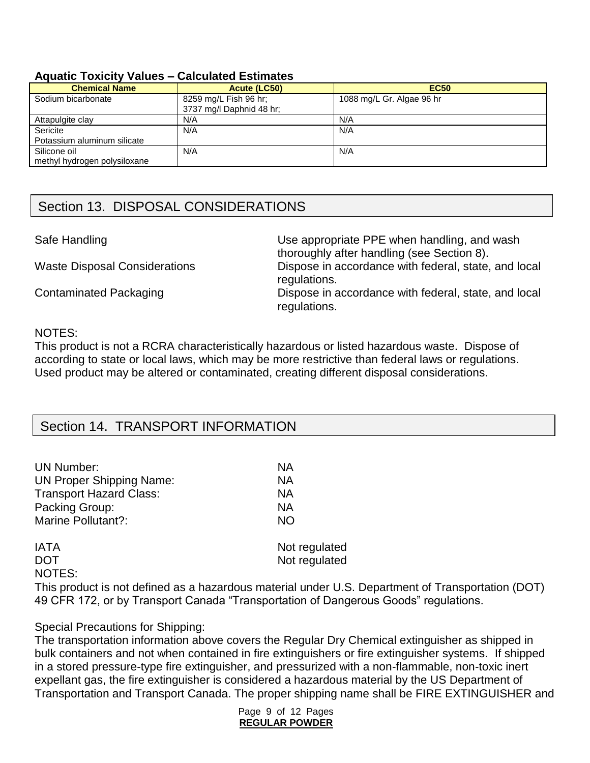**Aquatic Toxicity Values – Calculated Estimates**

| Chemical Name | Acute (LC50) | EC50 |
| --- | --- | --- |
| Sodium bicarbonate | 8259 mg/L Fish 96 hr;<br>3737 mg/l Daphnid 48 hr; | 1088 mg/L Gr. Algae 96 hr |
| Attapulgite clay | N/A | N/A |
| Sericite<br>Potassium aluminum silicate | N/A | N/A |
| Silicone oil<br>methyl hydrogen polysiloxane | N/A | N/A |

## Section 13. DISPOSAL CONSIDERATIONS

| | |
| --- | --- |
| Safe Handling | Use appropriate PPE when handling, and wash thoroughly after handling (see Section 8). |
| Waste Disposal Considerations | Dispose in accordance with federal, state, and local regulations. |
| Contaminated Packaging | Dispose in accordance with federal, state, and local regulations. |

NOTES:
This product is not a RCRA characteristically hazardous or listed hazardous waste. Dispose of according to state or local laws, which may be more restrictive than federal laws or regulations. Used product may be altered or contaminated, creating different disposal considerations.

## Section 14. TRANSPORT INFORMATION

| | |
| --- | --- |
| UN Number: | NA |
| UN Proper Shipping Name: | NA |
| Transport Hazard Class: | NA |
| Packing Group: | NA |
| Marine Pollutant?: | NO |

| | |
| --- | --- |
| IATA | Not regulated |
| DOT | Not regulated |

NOTES:
This product is not defined as a hazardous material under U.S. Department of Transportation (DOT) 49 CFR 172, or by Transport Canada "Transportation of Dangerous Goods" regulations.

Special Precautions for Shipping:
The transportation information above covers the Regular Dry Chemical extinguisher as shipped in bulk containers and not when contained in fire extinguishers or fire extinguisher systems. If shipped in a stored pressure-type fire extinguisher, and pressurized with a non-flammable, non-toxic inert expellant gas, the fire extinguisher is considered a hazardous material by the US Department of Transportation and Transport Canada. The proper shipping name shall be FIRE EXTINGUISHER and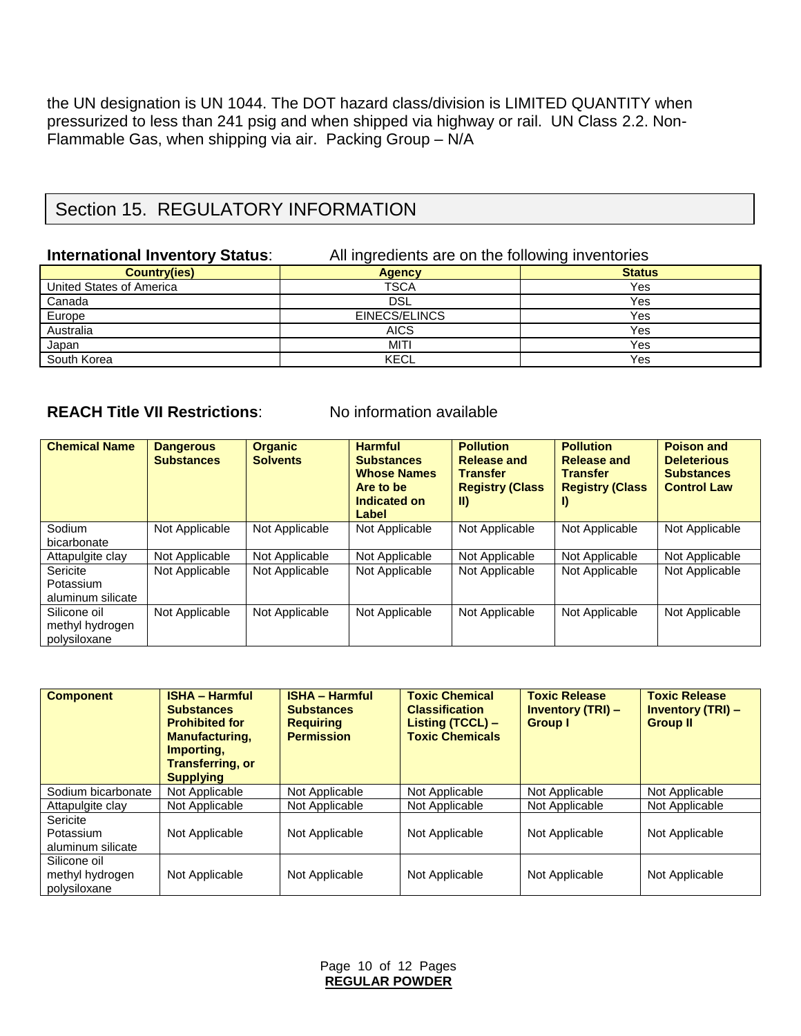the UN designation is UN 1044. The DOT hazard class/division is LIMITED QUANTITY when pressurized to less than 241 psig and when shipped via highway or rail. UN Class 2.2. Non-Flammable Gas, when shipping via air. Packing Group – N/A

## Section 15. REGULATORY INFORMATION

**International Inventory Status**: All ingredients are on the following inventories

| Country(ies) | Agency | Status |
|---|---|---|
| United States of America | TSCA | Yes |
| Canada | DSL | Yes |
| Europe | EINECS/ELINCS | Yes |
| Australia | AICS | Yes |
| Japan | MITI | Yes |
| South Korea | KECL | Yes |

**REACH Title VII Restrictions**: No information available

| Chemical Name | Dangerous Substances | Organic Solvents | Harmful Substances Whose Names Are to be Indicated on Label | Pollution Release and Transfer Registry (Class II) | Pollution Release and Transfer Registry (Class I) | Poison and Deleterious Substances Control Law |
|---|---|---|---|---|---|---|
| Sodium bicarbonate | Not Applicable | Not Applicable | Not Applicable | Not Applicable | Not Applicable | Not Applicable |
| Attapulgite clay | Not Applicable | Not Applicable | Not Applicable | Not Applicable | Not Applicable | Not Applicable |
| Sericite Potassium aluminum silicate | Not Applicable | Not Applicable | Not Applicable | Not Applicable | Not Applicable | Not Applicable |
| Silicone oil methyl hydrogen polysiloxane | Not Applicable | Not Applicable | Not Applicable | Not Applicable | Not Applicable | Not Applicable |

| Component | ISHA – Harmful Substances Prohibited for Manufacturing, Importing, Transferring, or Supplying | ISHA – Harmful Substances Requiring Permission | Toxic Chemical Classification Listing (TCCL) – Toxic Chemicals | Toxic Release Inventory (TRI) – Group I | Toxic Release Inventory (TRI) – Group II |
|---|---|---|---|---|---|
| Sodium bicarbonate | Not Applicable | Not Applicable | Not Applicable | Not Applicable | Not Applicable |
| Attapulgite clay | Not Applicable | Not Applicable | Not Applicable | Not Applicable | Not Applicable |
| Sericite Potassium aluminum silicate | Not Applicable | Not Applicable | Not Applicable | Not Applicable | Not Applicable |
| Silicone oil methyl hydrogen polysiloxane | Not Applicable | Not Applicable | Not Applicable | Not Applicable | Not Applicable |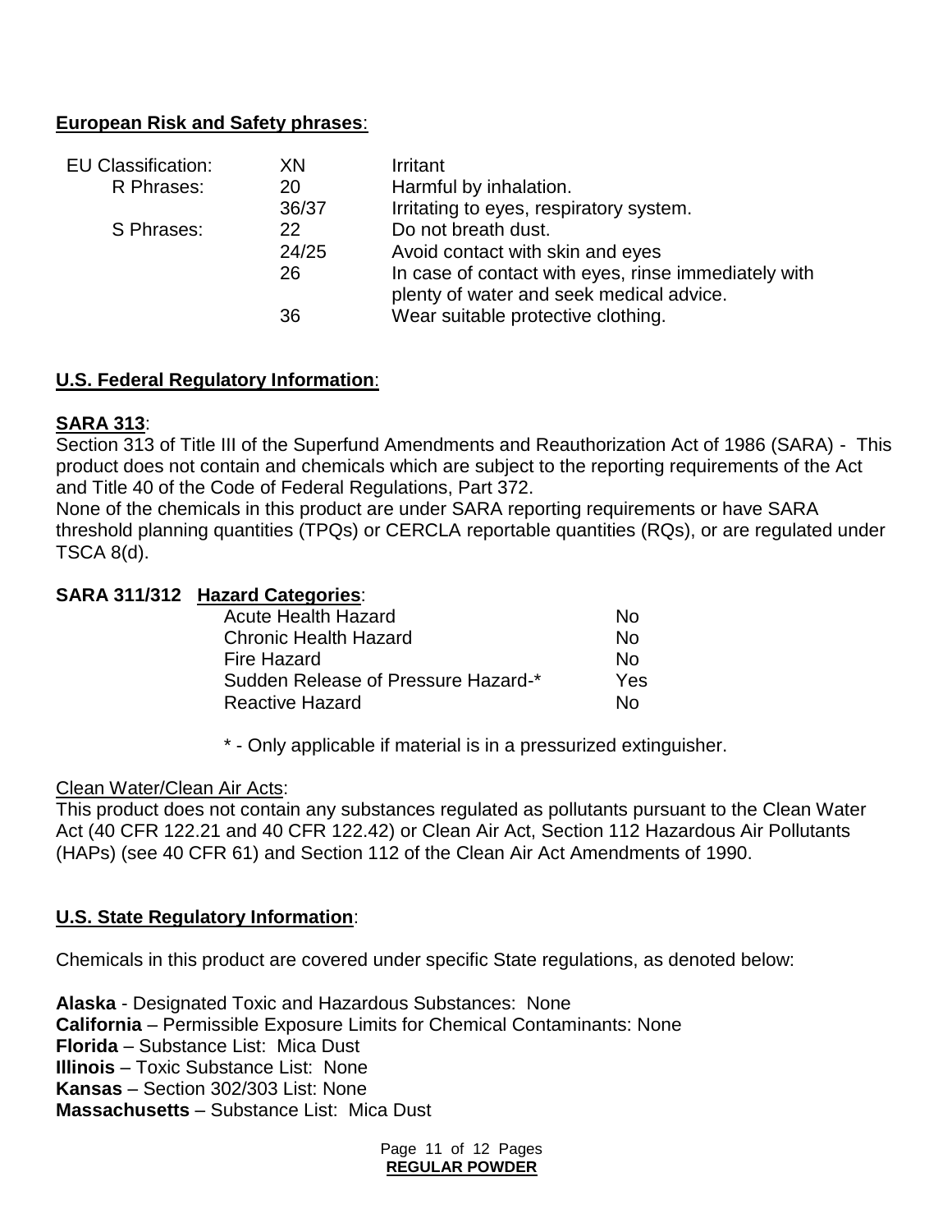**European Risk and Safety phrases**:

| | | |
|---|---|---|
| EU Classification: | XN | Irritant |
| R Phrases: | 20 | Harmful by inhalation. |
| | 36/37 | Irritating to eyes, respiratory system. |
| S Phrases: | 22 | Do not breath dust. |
| | 24/25 | Avoid contact with skin and eyes |
| | 26 | In case of contact with eyes, rinse immediately with plenty of water and seek medical advice. |
| | 36 | Wear suitable protective clothing. |

**U.S. Federal Regulatory Information**:

**SARA 313**:
Section 313 of Title III of the Superfund Amendments and Reauthorization Act of 1986 (SARA) - This product does not contain and chemicals which are subject to the reporting requirements of the Act and Title 40 of the Code of Federal Regulations, Part 372.
None of the chemicals in this product are under SARA reporting requirements or have SARA threshold planning quantities (TPQs) or CERCLA reportable quantities (RQs), or are regulated under TSCA 8(d).

**SARA 311/312 Hazard Categories**:

| | |
|---|---|
| Acute Health Hazard | No |
| Chronic Health Hazard | No |
| Fire Hazard | No |
| Sudden Release of Pressure Hazard-* | Yes |
| Reactive Hazard | No |

* - Only applicable if material is in a pressurized extinguisher.

Clean Water/Clean Air Acts:
This product does not contain any substances regulated as pollutants pursuant to the Clean Water Act (40 CFR 122.21 and 40 CFR 122.42) or Clean Air Act, Section 112 Hazardous Air Pollutants (HAPs) (see 40 CFR 61) and Section 112 of the Clean Air Act Amendments of 1990.

**U.S. State Regulatory Information**:

Chemicals in this product are covered under specific State regulations, as denoted below:

**Alaska** - Designated Toxic and Hazardous Substances: None
**California** – Permissible Exposure Limits for Chemical Contaminants: None
**Florida** – Substance List: Mica Dust
**Illinois** – Toxic Substance List: None
**Kansas** – Section 302/303 List: None
**Massachusetts** – Substance List: Mica Dust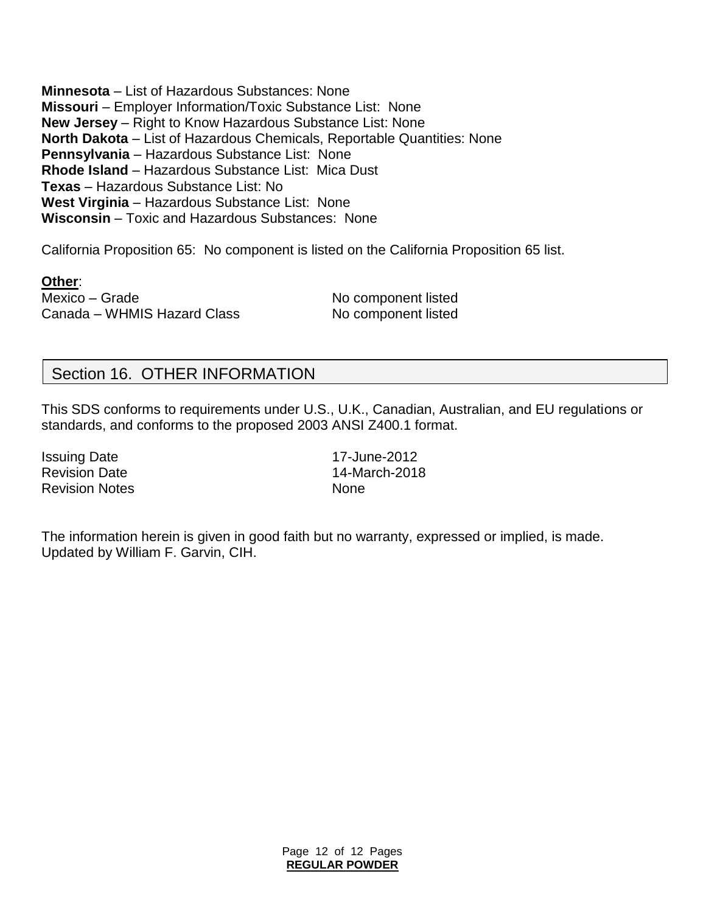**Minnesota** – List of Hazardous Substances: None
**Missouri** – Employer Information/Toxic Substance List: None
**New Jersey** – Right to Know Hazardous Substance List: None
**North Dakota** – List of Hazardous Chemicals, Reportable Quantities: None
**Pennsylvania** – Hazardous Substance List: None
**Rhode Island** – Hazardous Substance List: Mica Dust
**Texas** – Hazardous Substance List: No
**West Virginia** – Hazardous Substance List: None
**Wisconsin** – Toxic and Hazardous Substances: None

California Proposition 65: No component is listed on the California Proposition 65 list.

**Other**:

| | |
|---|---|
| Mexico – Grade | No component listed |
| Canada – WHMIS Hazard Class | No component listed |

## Section 16. OTHER INFORMATION

This SDS conforms to requirements under U.S., U.K., Canadian, Australian, and EU regulations or standards, and conforms to the proposed 2003 ANSI Z400.1 format.

| | |
|---|---|
| Issuing Date | 17-June-2012 |
| Revision Date | 14-March-2018 |
| Revision Notes | None |

The information herein is given in good faith but no warranty, expressed or implied, is made.
Updated by William F. Garvin, CIH.